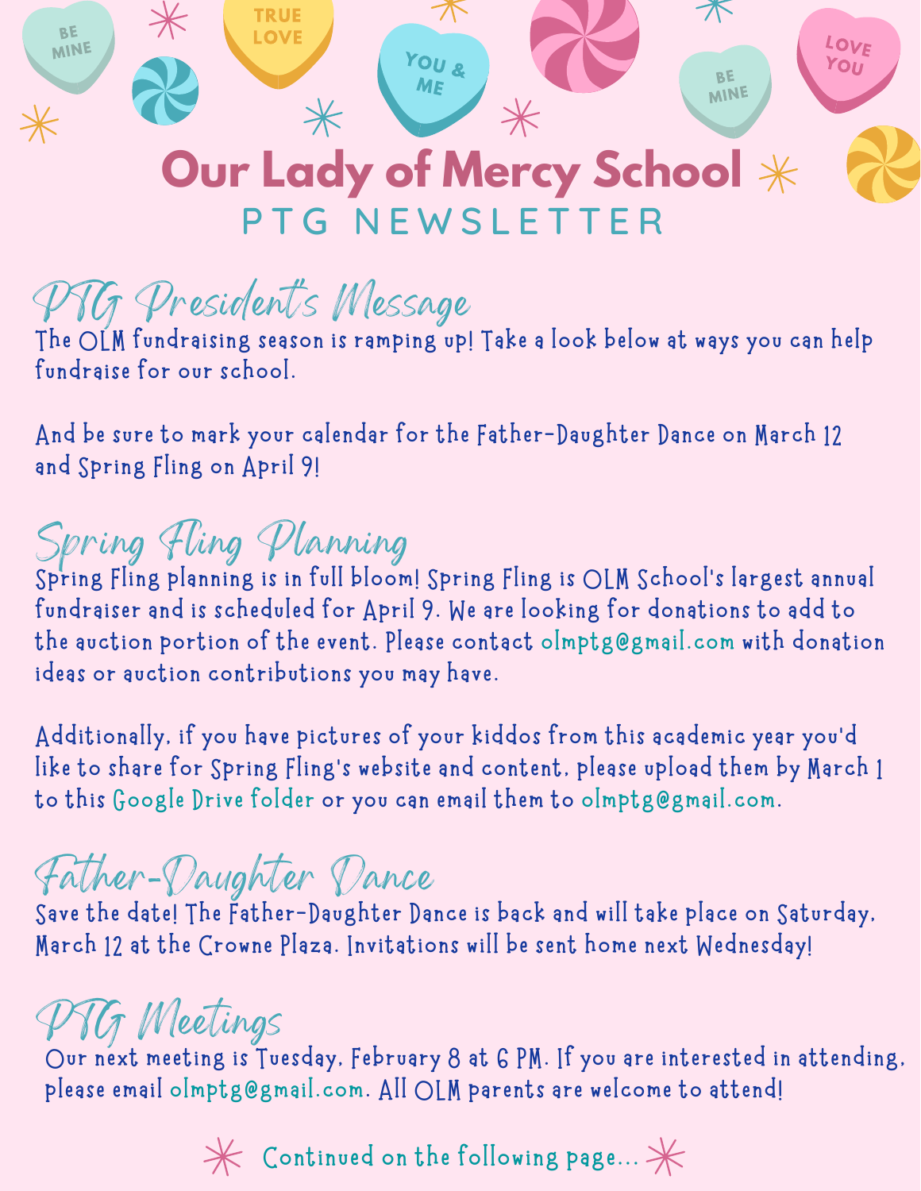# Our Lady of Mercy School

## PTG NEWSLETTER

### PTG President's Message

The OLM fundraising season is ramping up! Take a look below at ways you can help fundraise for our school.

And be sure to mark your calendar for the Father-Daughter Dance on March 12 and Spring Fling on April 9!

### Spring Fling Planning

Spring Fling planning is in full bloom! Spring Fling is OLM School's largest annual fundraiser and is scheduled for April 9. We are looking for donations to add to the auction portion of the event. Please contact olmptg@gmail.com with donation ideas or auction contributions you may have.

Additionally, if you have pictures of your kiddos from this academic year you'd like to share for Spring Fling's website and content, please upload them by March 1 to this Google Drive folder or you can email them to olmptg@gmail.com.

### Father-Daughter Dance

Save the date! The Father-Daughter Dance is back and will take place on Saturday, March 12 at the Crowne Plaza. Invitations will be sent home next Wednesday!

### PTG Meetings

Our next meeting is Tuesday, February 8 at 6 PM. If you are interested in attending, please email olmptg@gmail.com. All OLM parents are welcome to attend!

Continued on the following page...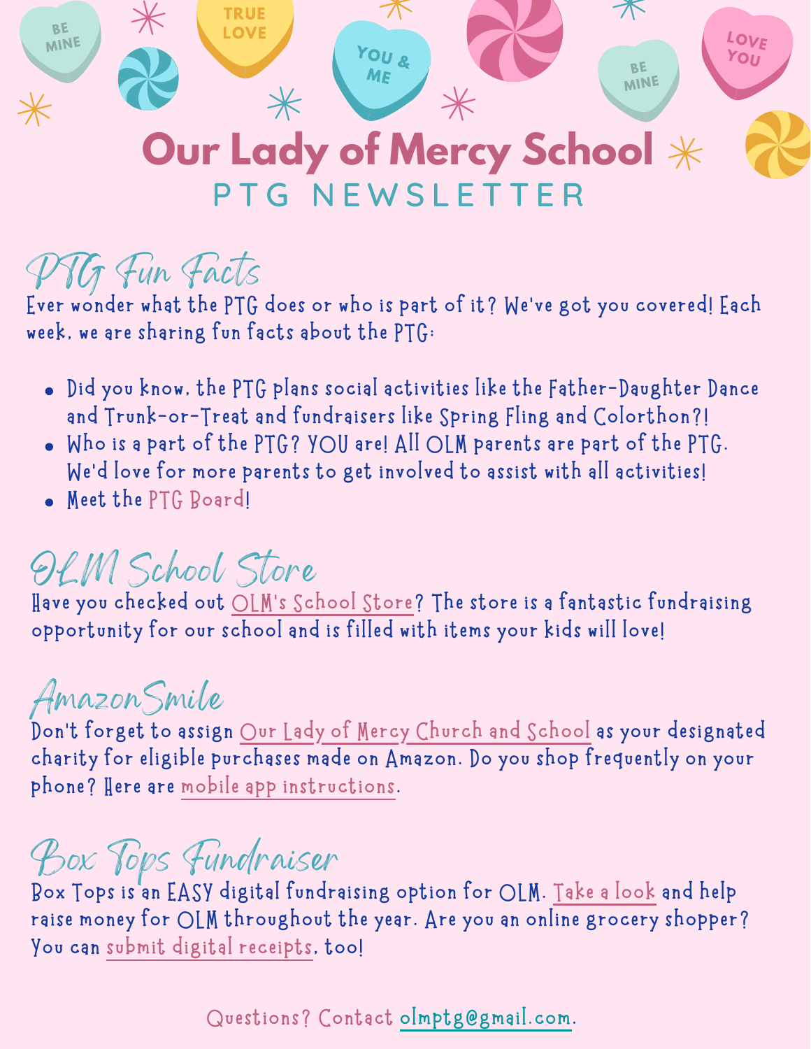# Our Lady of Mercy School

## PTG NEWSLETTER

### PTG Fun Facts

Ever wonder what the PTG does or who is part of it? We've got you covered! Each week, we are sharing fun facts about the PTG:

- Did you know, the PTG plans social activities like the Father-Daughter Dance and Trunk-or-Treat and fundraisers like Spring Fling and Colorthon?!
- Who is a part of the PTG? YOU are! All OLM parents are part of the PTG. We'd love for more parents to get involved to assist with all activities!
- Meet the PTG Board!

### OLM School Store

Have you checked out OLM's School Store? The store is a fantastic fundraising opportunity for our school and is filled with items your kids will love!

### AmazonSmile

Don't forget to assign Our Lady of Mercy Church and School as your designated charity for eligible purchases made on Amazon. Do you shop frequently on your phone? Here are mobile app instructions.

### Box Tops Fundraiser

Box Tops is an EASY digital fundraising option for OLM. Take a look and help raise money for OLM throughout the year. Are you an online grocery shopper? You can submit digital receipts, too!

Questions? Contact olmptg@gmail.com.